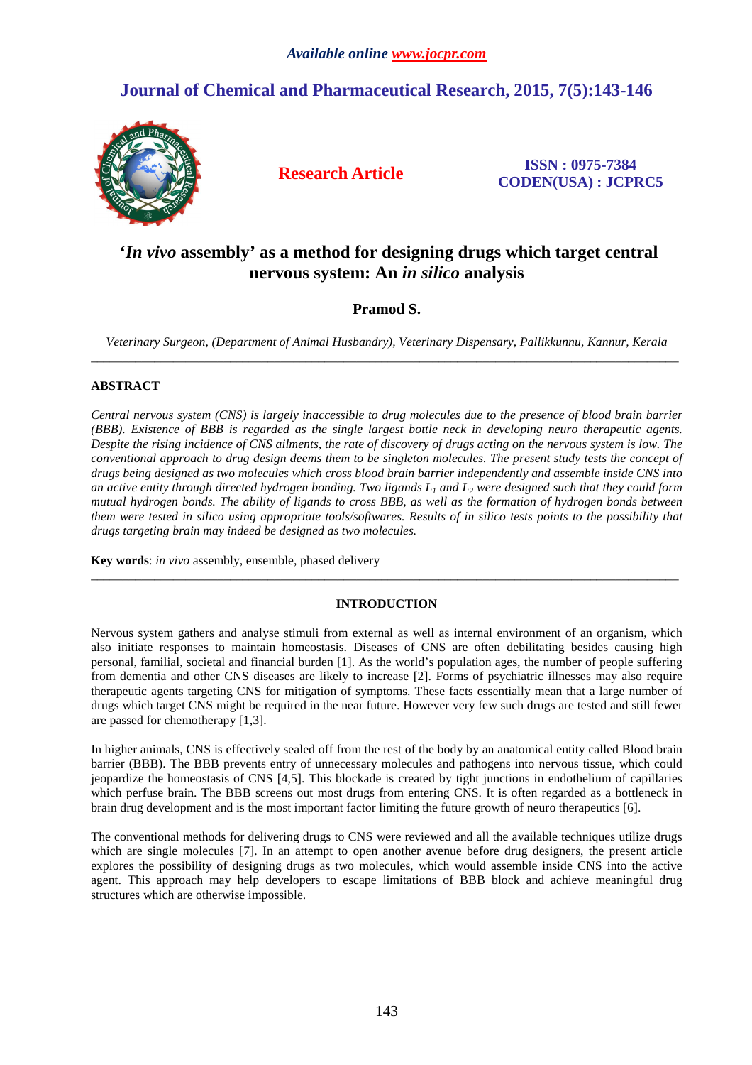*Available online www.jocpr.com*

**Journal of Chemical and Pharmaceutical Research, 2015, 7(5):143-146**

**Research Article**

**ISSN : 0975-7384**
**CODEN(USA) : JCPRC5**

# '*In vivo* assembly' as a method for designing drugs which target central nervous system: An *in silico* analysis

**Pramod S.**

*Veterinary Surgeon, (Department of Animal Husbandry), Veterinary Dispensary, Pallikkunnu, Kannur, Kerala*

---

## ABSTRACT

*Central nervous system (CNS) is largely inaccessible to drug molecules due to the presence of blood brain barrier (BBB). Existence of BBB is regarded as the single largest bottle neck in developing neuro therapeutic agents. Despite the rising incidence of CNS ailments, the rate of discovery of drugs acting on the nervous system is low. The conventional approach to drug design deems them to be singleton molecules. The present study tests the concept of drugs being designed as two molecules which cross blood brain barrier independently and assemble inside CNS into an active entity through directed hydrogen bonding. Two ligands $L_1$ and $L_2$ were designed such that they could form mutual hydrogen bonds. The ability of ligands to cross BBB, as well as the formation of hydrogen bonds between them were tested in silico using appropriate tools/softwares. Results of in silico tests points to the possibility that drugs targeting brain may indeed be designed as two molecules.*

**Key words**: *in vivo* assembly, ensemble, phased delivery

---

## INTRODUCTION

Nervous system gathers and analyse stimuli from external as well as internal environment of an organism, which also initiate responses to maintain homeostasis. Diseases of CNS are often debilitating besides causing high personal, familial, societal and financial burden [1]. As the world's population ages, the number of people suffering from dementia and other CNS diseases are likely to increase [2]. Forms of psychiatric illnesses may also require therapeutic agents targeting CNS for mitigation of symptoms. These facts essentially mean that a large number of drugs which target CNS might be required in the near future. However very few such drugs are tested and still fewer are passed for chemotherapy [1,3].

In higher animals, CNS is effectively sealed off from the rest of the body by an anatomical entity called Blood brain barrier (BBB). The BBB prevents entry of unnecessary molecules and pathogens into nervous tissue, which could jeopardize the homeostasis of CNS [4,5]. This blockade is created by tight junctions in endothelium of capillaries which perfuse brain. The BBB screens out most drugs from entering CNS. It is often regarded as a bottleneck in brain drug development and is the most important factor limiting the future growth of neuro therapeutics [6].

The conventional methods for delivering drugs to CNS were reviewed and all the available techniques utilize drugs which are single molecules [7]. In an attempt to open another avenue before drug designers, the present article explores the possibility of designing drugs as two molecules, which would assemble inside CNS into the active agent. This approach may help developers to escape limitations of BBB block and achieve meaningful drug structures which are otherwise impossible.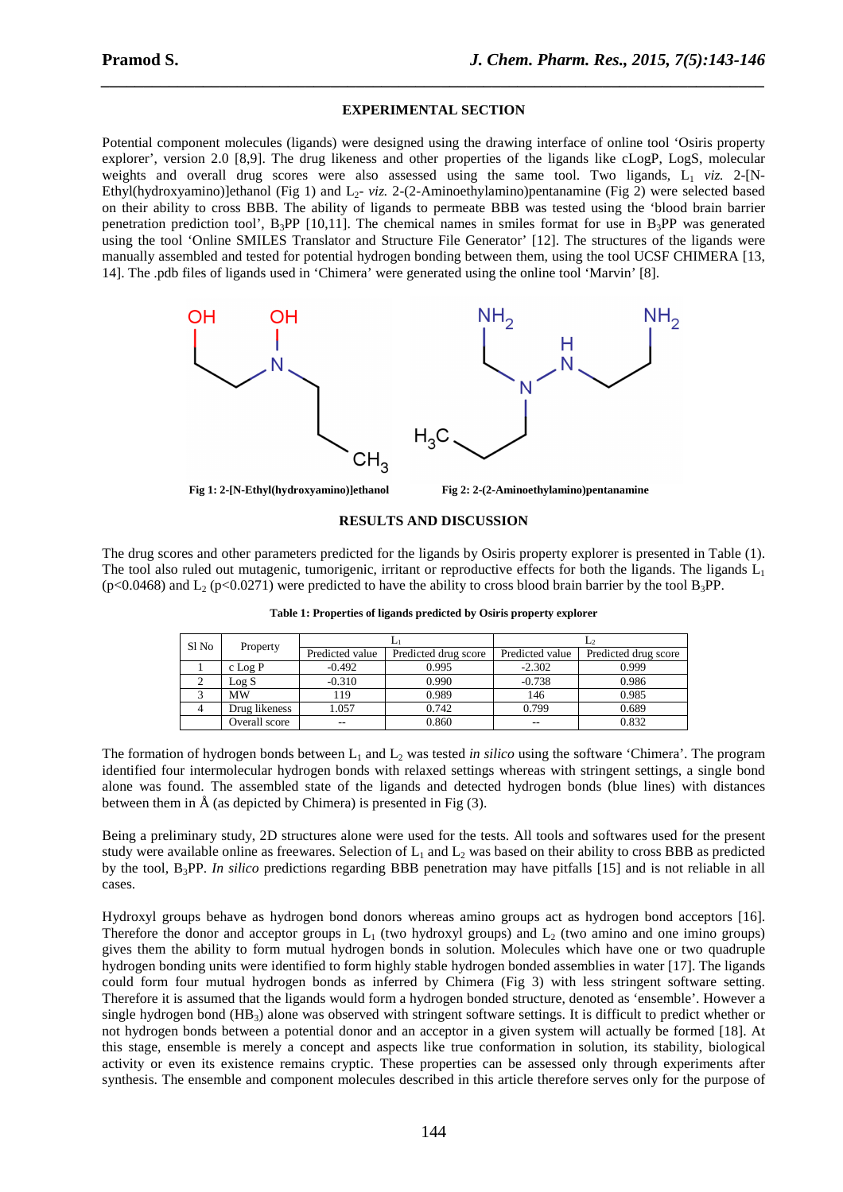## EXPERIMENTAL SECTION

Potential component molecules (ligands) were designed using the drawing interface of online tool 'Osiris property explorer', version 2.0 [8,9]. The drug likeness and other properties of the ligands like cLogP, LogS, molecular weights and overall drug scores were also assessed using the same tool. Two ligands, $L_1$ *viz.* 2-[N-Ethyl(hydroxyamino)]ethanol (Fig 1) and $L_2$- *viz.* 2-(2-Aminoethylamino)pentanamine (Fig 2) were selected based on their ability to cross BBB. The ability of ligands to permeate BBB was tested using the 'blood brain barrier penetration prediction tool', $B_3PP$ [10,11]. The chemical names in smiles format for use in $B_3PP$ was generated using the tool 'Online SMILES Translator and Structure File Generator' [12]. The structures of the ligands were manually assembled and tested for potential hydrogen bonding between them, using the tool UCSF CHIMERA [13, 14]. The .pdb files of ligands used in 'Chimera' were generated using the online tool 'Marvin' [8].

**Fig 1: 2-[N-Ethyl(hydroxyamino)]ethanol**

**Fig 2: 2-(2-Aminoethylamino)pentanamine**

## RESULTS AND DISCUSSION

The drug scores and other parameters predicted for the ligands by Osiris property explorer is presented in Table (1). The tool also ruled out mutagenic, tumorigenic, irritant or reproductive effects for both the ligands. The ligands $L_1$ ($p<0.0468$) and $L_2$ ($p<0.0271$) were predicted to have the ability to cross blood brain barrier by the tool $B_3PP$.

**Table 1: Properties of ligands predicted by Osiris property explorer**

| Sl No | Property | $L_1$ | | $L_2$ | |
|---|---|---|---|---|---|
| | | Predicted value | Predicted drug score | Predicted value | Predicted drug score |
| 1 | c Log P | -0.492 | 0.995 | -2.302 | 0.999 |
| 2 | Log S | -0.310 | 0.990 | -0.738 | 0.986 |
| 3 | MW | 119 | 0.989 | 146 | 0.985 |
| 4 | Drug likeness | 1.057 | 0.742 | 0.799 | 0.689 |
| | Overall score | -- | 0.860 | -- | 0.832 |

The formation of hydrogen bonds between $L_1$ and $L_2$ was tested *in silico* using the software 'Chimera'. The program identified four intermolecular hydrogen bonds with relaxed settings whereas with stringent settings, a single bond alone was found. The assembled state of the ligands and detected hydrogen bonds (blue lines) with distances between them in Å (as depicted by Chimera) is presented in Fig (3).

Being a preliminary study, 2D structures alone were used for the tests. All tools and softwares used for the present study were available online as freewares. Selection of $L_1$ and $L_2$ was based on their ability to cross BBB as predicted by the tool, $B_3PP$. *In silico* predictions regarding BBB penetration may have pitfalls [15] and is not reliable in all cases.

Hydroxyl groups behave as hydrogen bond donors whereas amino groups act as hydrogen bond acceptors [16]. Therefore the donor and acceptor groups in $L_1$ (two hydroxyl groups) and $L_2$ (two amino and one imino groups) gives them the ability to form mutual hydrogen bonds in solution. Molecules which have one or two quadruple hydrogen bonding units were identified to form highly stable hydrogen bonded assemblies in water [17]. The ligands could form four mutual hydrogen bonds as inferred by Chimera (Fig 3) with less stringent software setting. Therefore it is assumed that the ligands would form a hydrogen bonded structure, denoted as 'ensemble'. However a single hydrogen bond ($HB_3$) alone was observed with stringent software settings. It is difficult to predict whether or not hydrogen bonds between a potential donor and an acceptor in a given system will actually be formed [18]. At this stage, ensemble is merely a concept and aspects like true conformation in solution, its stability, biological activity or even its existence remains cryptic. These properties can be assessed only through experiments after synthesis. The ensemble and component molecules described in this article therefore serves only for the purpose of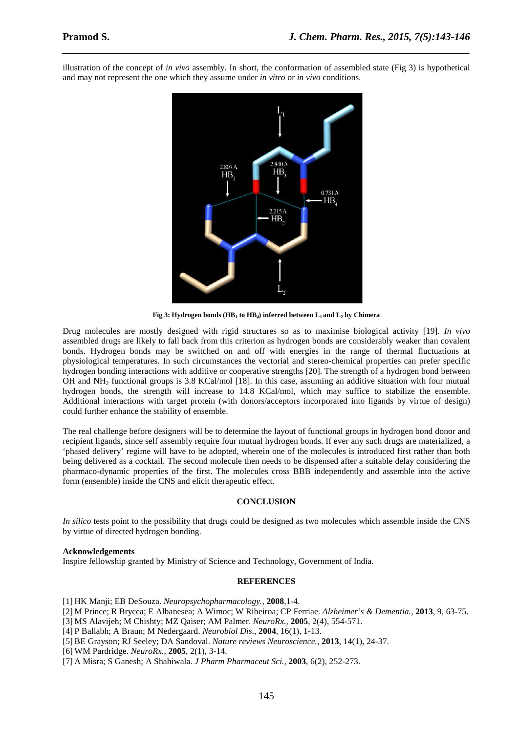illustration of the concept of *in vivo* assembly. In short, the conformation of assembled state (Fig 3) is hypothetical and may not represent the one which they assume under *in vitro* or *in vivo* conditions.

**Fig 3: Hydrogen bonds ($HB_1$ to $HB_4$) inferred between $L_1$ and $L_2$ by Chimera**

Drug molecules are mostly designed with rigid structures so as to maximise biological activity [19]. *In vivo* assembled drugs are likely to fall back from this criterion as hydrogen bonds are considerably weaker than covalent bonds. Hydrogen bonds may be switched on and off with energies in the range of thermal fluctuations at physiological temperatures. In such circumstances the vectorial and stereo-chemical properties can prefer specific hydrogen bonding interactions with additive or cooperative strengths [20]. The strength of a hydrogen bond between OH and $NH_2$ functional groups is 3.8 KCal/mol [18]. In this case, assuming an additive situation with four mutual hydrogen bonds, the strength will increase to 14.8 KCal/mol, which may suffice to stabilize the ensemble. Additional interactions with target protein (with donors/acceptors incorporated into ligands by virtue of design) could further enhance the stability of ensemble.

The real challenge before designers will be to determine the layout of functional groups in hydrogen bond donor and recipient ligands, since self assembly require four mutual hydrogen bonds. If ever any such drugs are materialized, a 'phased delivery' regime will have to be adopted, wherein one of the molecules is introduced first rather than both being delivered as a cocktail. The second molecule then needs to be dispensed after a suitable delay considering the pharmaco-dynamic properties of the first. The molecules cross BBB independently and assemble into the active form (ensemble) inside the CNS and elicit therapeutic effect.

## CONCLUSION

*In silico* tests point to the possibility that drugs could be designed as two molecules which assemble inside the CNS by virtue of directed hydrogen bonding.

**Acknowledgements**

Inspire fellowship granted by Ministry of Science and Technology, Government of India.

## REFERENCES

[1] HK Manji; EB DeSouza. *Neuropsychopharmacology.*, **2008**,1-4.

[2] M Prince; R Brycea; E Albanesea; A Wimoc; W Ribeiroa; CP Ferriae. *Alzheimer's & Dementia.*, **2013**, 9, 63-75.

[3] MS Alavijeh; M Chishty; MZ Qaiser; AM Palmer. *NeuroRx.*, **2005**, 2(4), 554-571.

[4] P Ballabh; A Braun; M Nedergaard. *Neurobiol Dis*., **2004**, 16(1), 1-13.

[5] BE Grayson; RJ Seeley; DA Sandoval. *Nature reviews Neuroscience.*, **2013**, 14(1), 24-37.

[6] WM Pardridge. *NeuroRx.*, **2005**, 2(1), 3-14.

[7] A Misra; S Ganesh; A Shahiwala. *J Pharm Pharmaceut Sci.*, **2003**, 6(2), 252-273.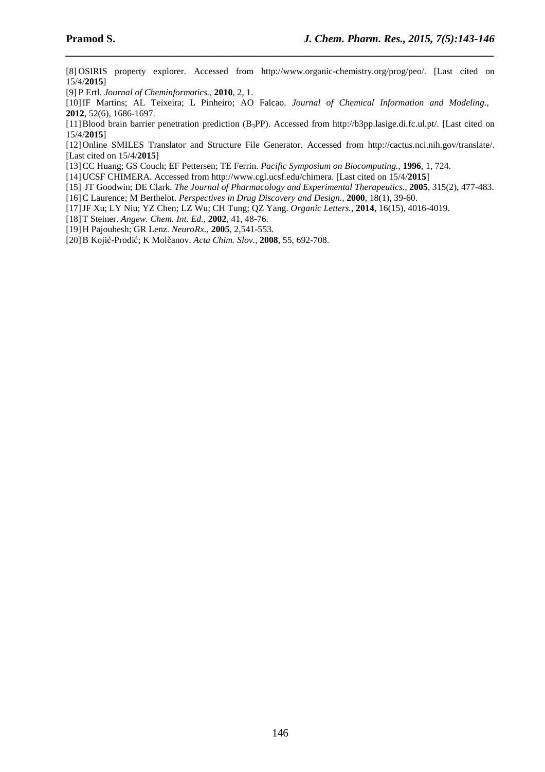[8] OSIRIS property explorer. Accessed from http://www.organic-chemistry.org/prog/peo/. [Last cited on 15/4/**2015**]

[9] P Ertl. *Journal of Cheminformatics.*, **2010**, 2, 1.

[10] IF Martins; AL Teixeira; L Pinheiro; AO Falcao. *Journal of Chemical Information and Modeling.*, **2012**, 52(6), 1686-1697.

[11] Blood brain barrier penetration prediction ($B_3PP$). Accessed from http://b3pp.lasige.di.fc.ul.pt/. [Last cited on 15/4/**2015**]

[12] Online SMILES Translator and Structure File Generator. Accessed from http://cactus.nci.nih.gov/translate/. [Last cited on 15/4/**2015**]

[13] CC Huang; GS Couch; EF Pettersen; TE Ferrin. *Pacific Symposium on Biocomputing.*, **1996**, 1, 724.

[14] UCSF CHIMERA. Accessed from http://www.cgl.ucsf.edu/chimera. [Last cited on 15/4/**2015**]

[15] JT Goodwin; DE Clark. *The Journal of Pharmacology and Experimental Therapeutics.*, **2005**, 315(2), 477-483.

[16] C Laurence; M Berthelot. *Perspectives in Drug Discovery and Design.*, **2000**, 18(1), 39-60.

[17] JF Xu; LY Niu; YZ Chen; LZ Wu; CH Tung; QZ Yang. *Organic Letters.*, **2014**, 16(15), 4016-4019.

[18] T Steiner. *Angew. Chem. Int. Ed.*, **2002**, 41, 48-76.

[19] H Pajouhesh; GR Lenz. *NeuroRx.*, **2005**, 2,541-553.

[20] B Kojić-Prodić; K Molčanov. *Acta Chim. Slov.*, **2008**, 55, 692-708.